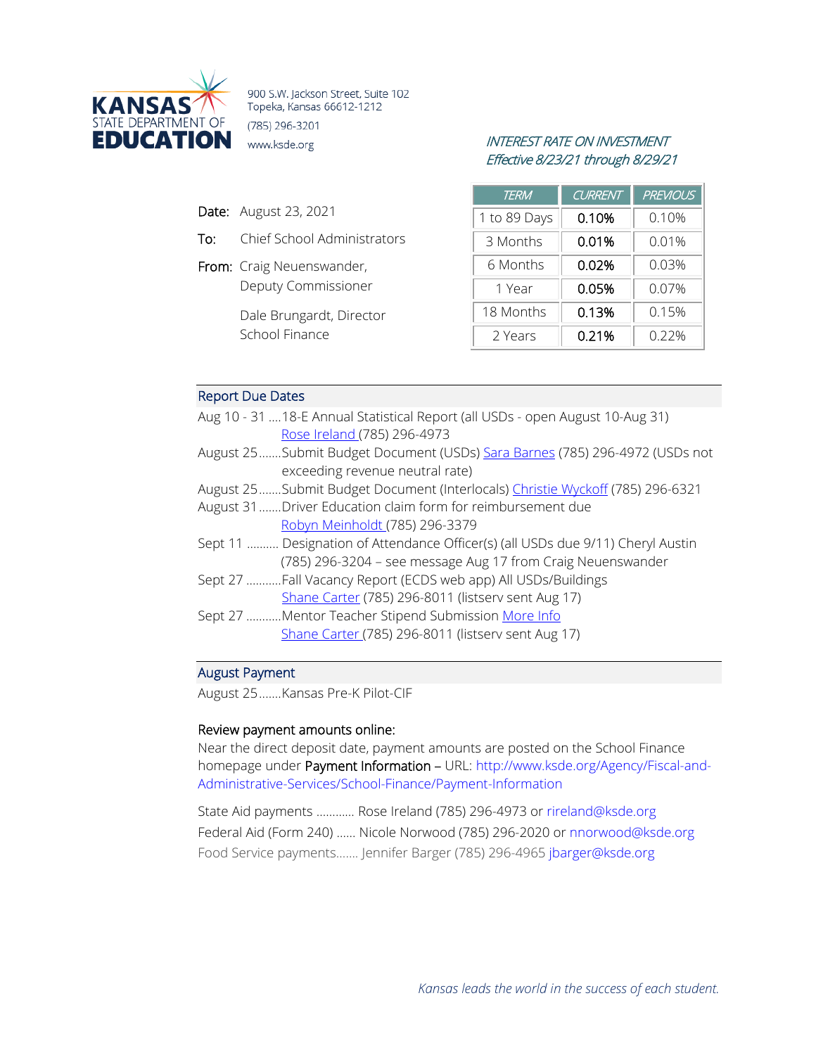**KANSAS STATE DEPARTMENT OF EDUCATION**

900 S.W. Jackson Street, Suite 102
Topeka, Kansas 66612-1212
(785) 296-3201
www.ksde.org

*INTEREST RATE ON INVESTMENT*
*Effective 8/23/21 through 8/29/21*

| TERM | CURRENT | PREVIOUS |
|---|---|---|
| 1 to 89 Days | 0.10% | 0.10% |
| 3 Months | 0.01% | 0.01% |
| 6 Months | 0.02% | 0.03% |
| 1 Year | 0.05% | 0.07% |
| 18 Months | 0.13% | 0.15% |
| 2 Years | 0.21% | 0.22% |

**Date:** August 23, 2021

**To:** Chief School Administrators

**From:** Craig Neuenswander, Deputy Commissioner

Dale Brungardt, Director School Finance

## Report Due Dates

Aug 10 - 31 ....18-E Annual Statistical Report (all USDs - open August 10-Aug 31) Rose Ireland (785) 296-4973

August 25.......Submit Budget Document (USDs) Sara Barnes (785) 296-4972 (USDs not exceeding revenue neutral rate)

August 25.......Submit Budget Document (Interlocals) Christie Wyckoff (785) 296-6321

August 31.......Driver Education claim form for reimbursement due Robyn Meinholdt (785) 296-3379

Sept 11 .......... Designation of Attendance Officer(s) (all USDs due 9/11) Cheryl Austin (785) 296-3204 – see message Aug 17 from Craig Neuenswander

Sept 27 ...........Fall Vacancy Report (ECDS web app) All USDs/Buildings Shane Carter (785) 296-8011 (listserv sent Aug 17)

Sept 27 ...........Mentor Teacher Stipend Submission More Info Shane Carter (785) 296-8011 (listserv sent Aug 17)

## August Payment

August 25.......Kansas Pre-K Pilot-CIF

**Review payment amounts online:**

Near the direct deposit date, payment amounts are posted on the School Finance homepage under **Payment Information** – URL: http://www.ksde.org/Agency/Fiscal-and-Administrative-Services/School-Finance/Payment-Information

State Aid payments ............ Rose Ireland (785) 296-4973 or rireland@ksde.org

Federal Aid (Form 240) ...... Nicole Norwood (785) 296-2020 or nnorwood@ksde.org

Food Service payments....... Jennifer Barger (785) 296-4965 jbarger@ksde.org

*Kansas leads the world in the success of each student.*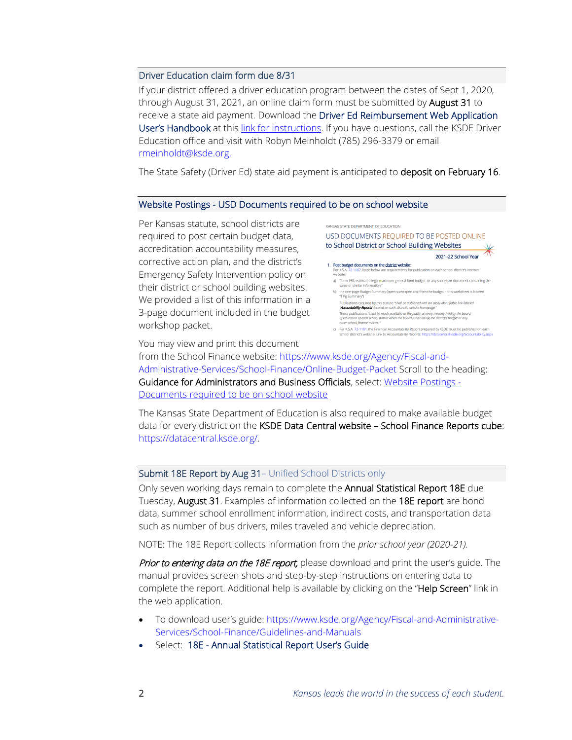## Driver Education claim form due 8/31

If your district offered a driver education program between the dates of Sept 1, 2020, through August 31, 2021, an online claim form must be submitted by **August 31** to receive a state aid payment. Download the **Driver Ed Reimbursement Web Application User's Handbook** at this [link for instructions](). If you have questions, call the KSDE Driver Education office and visit with Robyn Meinholdt (785) 296-3379 or email rmeinholdt@ksde.org.

The State Safety (Driver Ed) state aid payment is anticipated to **deposit on February 16**.

## Website Postings - USD Documents required to be on school website

Per Kansas statute, school districts are required to post certain budget data, accreditation accountability measures, corrective action plan, and the district's Emergency Safety Intervention policy on their district or school building websites. We provided a list of this information in a 3-page document included in the budget workshop packet.

KANSAS STATE DEPARTMENT OF EDUCATION

USD DOCUMENTS REQUIRED TO BE POSTED ONLINE to School District or School Building Websites

2021-22 School Year

1. Post budget documents on the district website:
   Per K.S.A. 72-1167, listed below are requirements for publication on each school district's internet website:
   a) "form 150, estimated legal maximum general fund budget, or any successor document containing the same or similar information;"
   b) the one-page Budget Summary (open sumexpen.xlsx from the budget – this worksheet is labeled "1 Pg Summary")

   Publications required by this statute *"shall be published with an easily identifiable link labeled "Accountability Reports" located on such district's website homepage."*

   These publications *"shall be made available to the public at every meeting held by the board of education of each school district when the board is discussing the district's budget or any other school finance matter."*

   c) Per K.S.A. 72-1181, the Financial Accountability Report prepared by KSDE must be published on each school district's website. Link to Accountability Reports: https://datacentral.ksde.org/accountability.aspx

You may view and print this document from the School Finance website: https://www.ksde.org/Agency/Fiscal-and-Administrative-Services/School-Finance/Online-Budget-Packet Scroll to the heading: **Guidance for Administrators and Business Officials**, select: [Website Postings - Documents required to be on school website]()

The Kansas State Department of Education is also required to make available budget data for every district on the **KSDE Data Central website – School Finance Reports cube**: https://datacentral.ksde.org/.

## Submit 18E Report by Aug 31 – Unified School Districts only

Only seven working days remain to complete the **Annual Statistical Report 18E** due Tuesday, **August 31**. Examples of information collected on the **18E report** are bond data, summer school enrollment information, indirect costs, and transportation data such as number of bus drivers, miles traveled and vehicle depreciation.

NOTE: The 18E Report collects information from the *prior school year (2020-21).*

***Prior to entering data on the 18E report,*** please download and print the user's guide. The manual provides screen shots and step-by-step instructions on entering data to complete the report. Additional help is available by clicking on the "**Help Screen**" link in the web application.

- To download user's guide: https://www.ksde.org/Agency/Fiscal-and-Administrative-Services/School-Finance/Guidelines-and-Manuals
- Select: **18E - Annual Statistical Report User's Guide**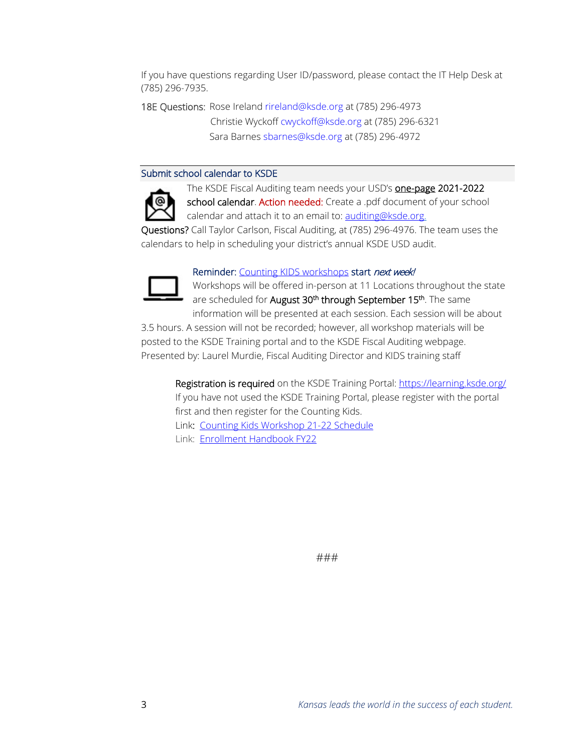If you have questions regarding User ID/password, please contact the IT Help Desk at (785) 296-7935.

18E Questions: Rose Ireland rireland@ksde.org at (785) 296-4973
Christie Wyckoff cwyckoff@ksde.org at (785) 296-6321
Sara Barnes sbarnes@ksde.org at (785) 296-4972

## Submit school calendar to KSDE

The KSDE Fiscal Auditing team needs your USD's **one-page** 2021-2022 **school calendar**. **Action needed:** Create a .pdf document of your school calendar and attach it to an email to: auditing@ksde.org.

**Questions?** Call Taylor Carlson, Fiscal Auditing, at (785) 296-4976. The team uses the calendars to help in scheduling your district's annual KSDE USD audit.

**Reminder: Counting KIDS workshops start *next week!***

Workshops will be offered in-person at 11 Locations throughout the state are scheduled for **August 30th through September 15th**. The same information will be presented at each session. Each session will be about 3.5 hours. A session will not be recorded; however, all workshop materials will be posted to the KSDE Training portal and to the KSDE Fiscal Auditing webpage. Presented by: Laurel Murdie, Fiscal Auditing Director and KIDS training staff

**Registration is required** on the KSDE Training Portal: https://learning.ksde.org/
If you have not used the KSDE Training Portal, please register with the portal first and then register for the Counting Kids.
Link: Counting Kids Workshop 21-22 Schedule
Link: Enrollment Handbook FY22

###